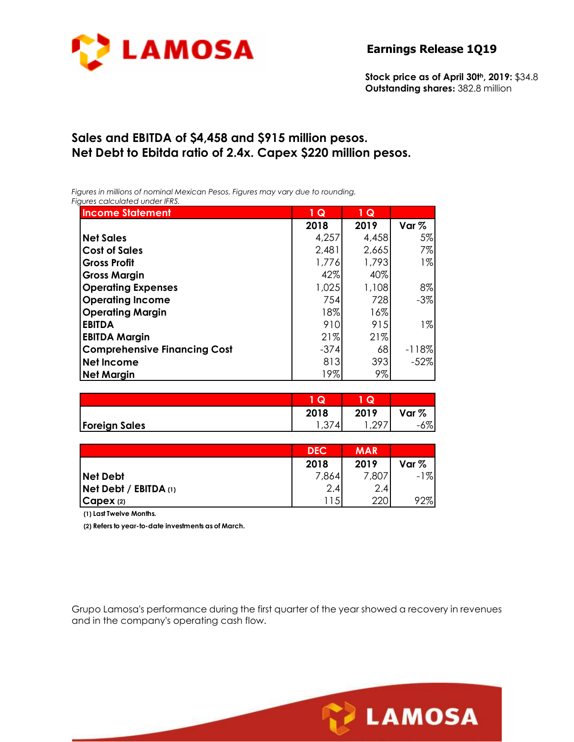# Earnings Release 1Q19

**Stock price as of April 30th, 2019:** $34.8
**Outstanding shares:** 382.8 million

## Sales and EBITDA of $4,458 and $915 million pesos.
## Net Debt to Ebitda ratio of 2.4x. Capex $220 million pesos.

*Figures in millions of nominal Mexican Pesos. Figures may vary due to rounding.*
*Figures calculated under IFRS.*

| Income Statement | 1 Q | 1 Q | |
|---|---|---|---|
| | 2018 | 2019 | Var % |
| **Net Sales** | 4,257 | 4,458 | 5% |
| **Cost of Sales** | 2,481 | 2,665 | 7% |
| **Gross Profit** | 1,776 | 1,793 | 1% |
| **Gross Margin** | 42% | 40% | |
| **Operating Expenses** | 1,025 | 1,108 | 8% |
| **Operating Income** | 754 | 728 | -3% |
| **Operating Margin** | 18% | 16% | |
| **EBITDA** | 910 | 915 | 1% |
| **EBITDA Margin** | 21% | 21% | |
| **Comprehensive Financing Cost** | -374 | 68 | -118% |
| **Net Income** | 813 | 393 | -52% |
| **Net Margin** | 19% | 9% | |

| | 1 Q | 1 Q | |
|---|---|---|---|
| | 2018 | 2019 | Var % |
| **Foreign Sales** | 1,374 | 1,297 | -6% |

| | DEC | MAR | |
|---|---|---|---|
| | 2018 | 2019 | Var % |
| **Net Debt** | 7,864 | 7,807 | -1% |
| **Net Debt / EBITDA (1)** | 2.4 | 2.4 | |
| **Capex (2)** | 115 | 220 | 92% |

**(1) Last Twelve Months.**

**(2) Refers to year-to-date investments as of March.**

Grupo Lamosa's performance during the first quarter of the year showed a recovery in revenues and in the company's operating cash flow.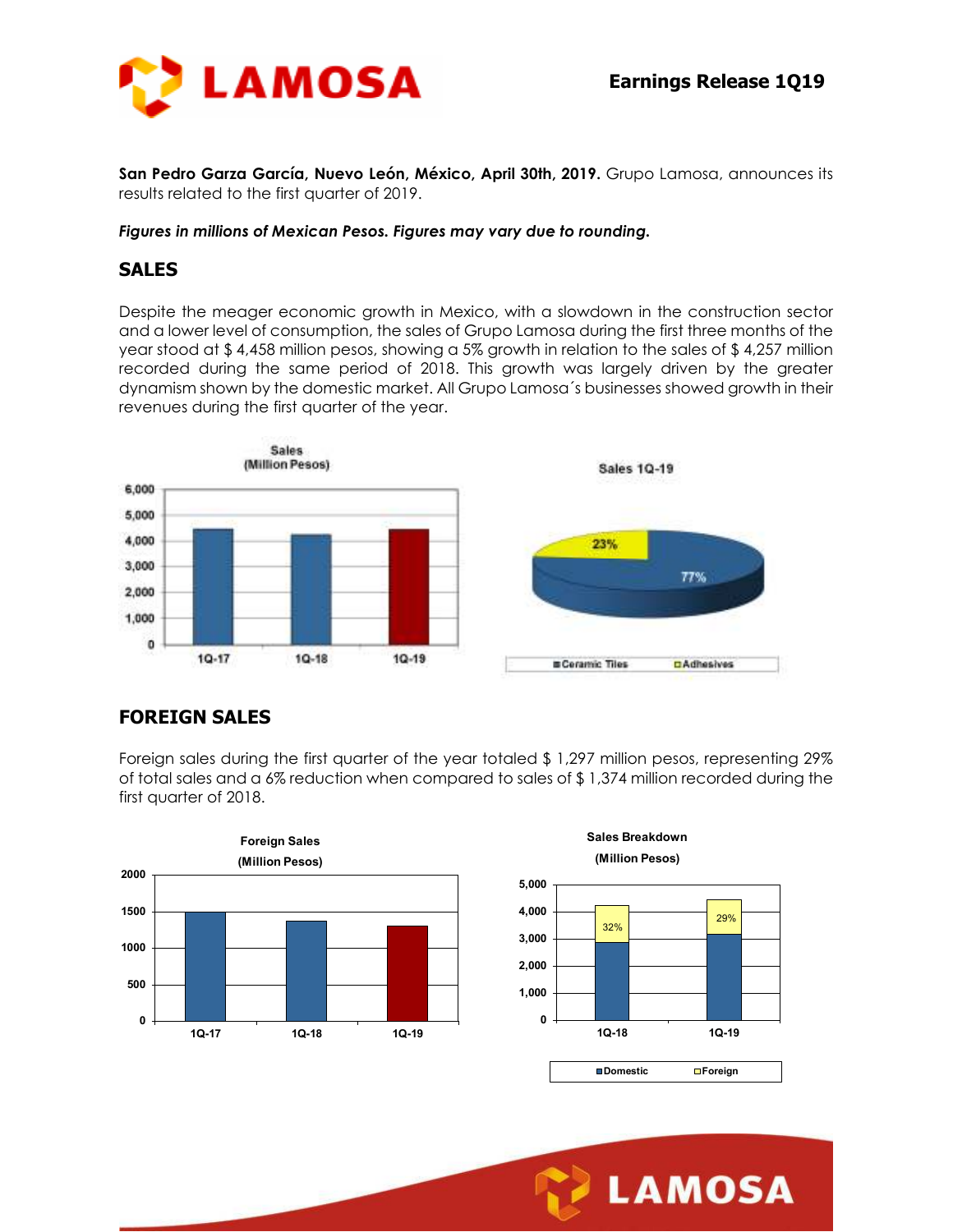**San Pedro Garza García, Nuevo León, México, April 30th, 2019.** Grupo Lamosa, announces its results related to the first quarter of 2019.

***Figures in millions of Mexican Pesos. Figures may vary due to rounding.***

## SALES

Despite the meager economic growth in Mexico, with a slowdown in the construction sector and a lower level of consumption, the sales of Grupo Lamosa during the first three months of the year stood at $ 4,458 million pesos, showing a 5% growth in relation to the sales of $ 4,257 million recorded during the same period of 2018. This growth was largely driven by the greater dynamism shown by the domestic market. All Grupo Lamosa´s businesses showed growth in their revenues during the first quarter of the year.

## FOREIGN SALES

Foreign sales during the first quarter of the year totaled $ 1,297 million pesos, representing 29% of total sales and a 6% reduction when compared to sales of $ 1,374 million recorded during the first quarter of 2018.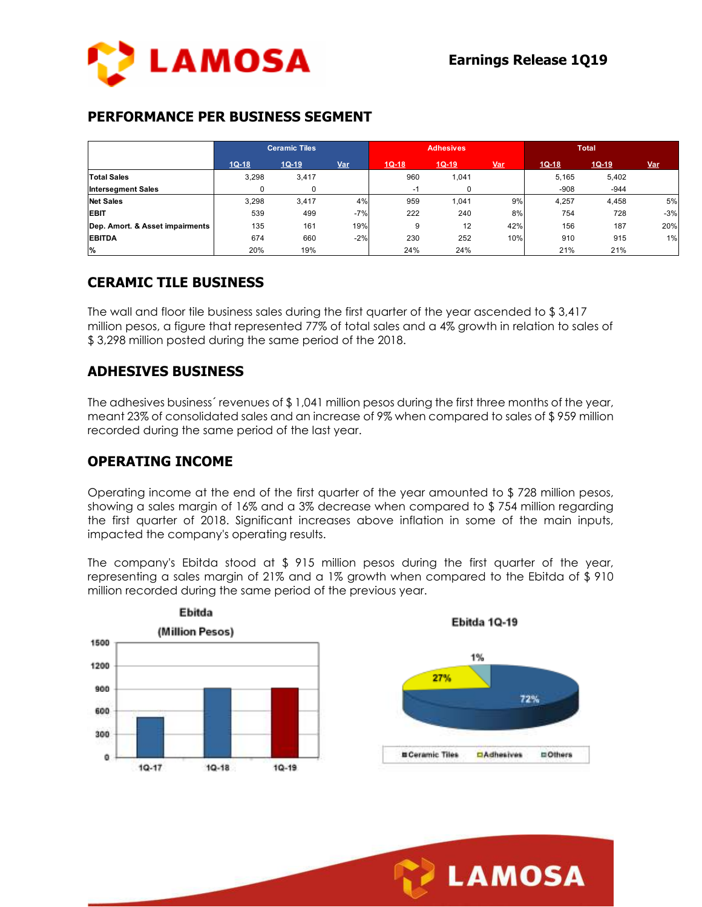## PERFORMANCE PER BUSINESS SEGMENT

| | Ceramic Tiles | | | Adhesives | | | Total | | |
|---|---|---|---|---|---|---|---|---|---|
| | 1Q-18 | 1Q-19 | Var | 1Q-18 | 1Q-19 | Var | 1Q-18 | 1Q-19 | Var |
| **Total Sales** | 3,298 | 3,417 | | 960 | 1,041 | | 5,165 | 5,402 | |
| **Intersegment Sales** | 0 | 0 | | -1 | 0 | | -908 | -944 | |
| **Net Sales** | 3,298 | 3,417 | 4% | 959 | 1,041 | 9% | 4,257 | 4,458 | 5% |
| **EBIT** | 539 | 499 | -7% | 222 | 240 | 8% | 754 | 728 | -3% |
| **Dep. Amort. & Asset impairments** | 135 | 161 | 19% | 9 | 12 | 42% | 156 | 187 | 20% |
| **EBITDA** | 674 | 660 | -2% | 230 | 252 | 10% | 910 | 915 | 1% |
| **%** | 20% | 19% | | 24% | 24% | | 21% | 21% | |

## CERAMIC TILE BUSINESS

The wall and floor tile business sales during the first quarter of the year ascended to $ 3,417 million pesos, a figure that represented 77% of total sales and a 4% growth in relation to sales of $ 3,298 million posted during the same period of the 2018.

## ADHESIVES BUSINESS

The adhesives business´ revenues of $ 1,041 million pesos during the first three months of the year, meant 23% of consolidated sales and an increase of 9% when compared to sales of $ 959 million recorded during the same period of the last year.

## OPERATING INCOME

Operating income at the end of the first quarter of the year amounted to $ 728 million pesos, showing a sales margin of 16% and a 3% decrease when compared to $ 754 million regarding the first quarter of 2018. Significant increases above inflation in some of the main inputs, impacted the company's operating results.

The company's Ebitda stood at $ 915 million pesos during the first quarter of the year, representing a sales margin of 21% and a 1% growth when compared to the Ebitda of $ 910 million recorded during the same period of the previous year.

**Ebitda (Million Pesos)**

**Ebitda 1Q-19**

Ceramic Tiles 72% · Adhesives 27% · Others 1%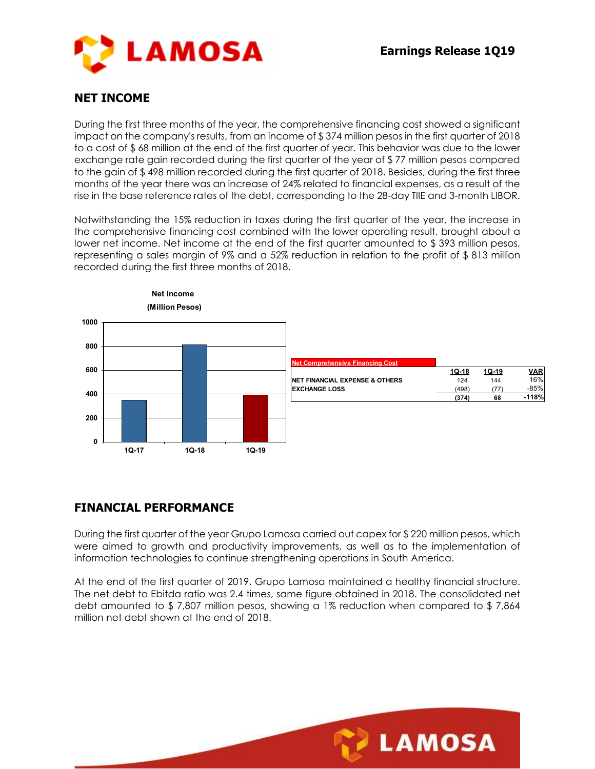## NET INCOME

During the first three months of the year, the comprehensive financing cost showed a significant impact on the company's results, from an income of $ 374 million pesos in the first quarter of 2018 to a cost of $ 68 million at the end of the first quarter of year. This behavior was due to the lower exchange rate gain recorded during the first quarter of the year of $ 77 million pesos compared to the gain of $ 498 million recorded during the first quarter of 2018. Besides, during the first three months of the year there was an increase of 24% related to financial expenses, as a result of the rise in the base reference rates of the debt, corresponding to the 28-day TIIE and 3-month LIBOR.

Notwithstanding the 15% reduction in taxes during the first quarter of the year, the increase in the comprehensive financing cost combined with the lower operating result, brought about a lower net income. Net income at the end of the first quarter amounted to $ 393 million pesos, representing a sales margin of 9% and a 52% reduction in relation to the profit of $ 813 million recorded during the first three months of 2018.

**Net Income**
**(Million Pesos)**

| | Net Income |
|---|---|
| 1Q-17 | ~350 |
| 1Q-18 | ~813 |
| 1Q-19 | ~393 |

| Net Comprehensive Financing Cost | 1Q-18 | 1Q-19 | VAR |
|---|---|---|---|
| NET FINANCIAL EXPENSE & OTHERS | 124 | 144 | 16% |
| EXCHANGE LOSS | (498) | (77) | -85% |
| | (374) | 68 | -118% |

## FINANCIAL PERFORMANCE

During the first quarter of the year Grupo Lamosa carried out capex for $ 220 million pesos, which were aimed to growth and productivity improvements, as well as to the implementation of information technologies to continue strengthening operations in South America.

At the end of the first quarter of 2019, Grupo Lamosa maintained a healthy financial structure. The net debt to Ebitda ratio was 2.4 times, same figure obtained in 2018. The consolidated net debt amounted to $ 7,807 million pesos, showing a 1% reduction when compared to $ 7,864 million net debt shown at the end of 2018.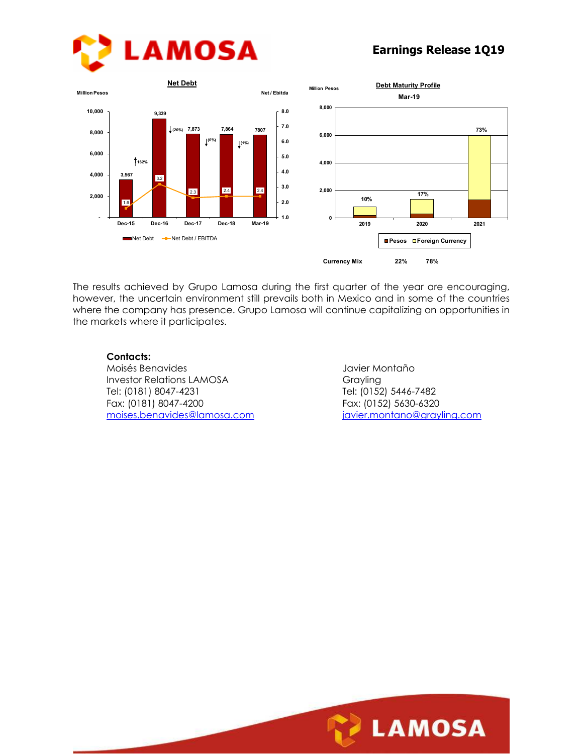**Net Debt**

Million Pesos

Net / Ebitda

10,000
8,000
6,000
4,000
2,000
-

8.0
7.0
6.0
5.0
4.0
3.0
2.0
1.0

3,567
162%
9,339
(20%)
7,873
(0%)
7,864
(1%)
7807

1.6
3.2
2.3
2.4
2.4

Dec-15
Dec-16
Dec-17
Dec-18
Mar-19

Net Debt
Net Debt / EBITDA

**Debt Maturity Profile**

Mar-19

Million Pesos

8,000
6,000
4,000
2,000
0

10%
17%
73%

2019
2020
2021

Pesos
Foreign Currency

Currency Mix 22% 78%

The results achieved by Grupo Lamosa during the first quarter of the year are encouraging, however, the uncertain environment still prevails both in Mexico and in some of the countries where the company has presence. Grupo Lamosa will continue capitalizing on opportunities in the markets where it participates.

**Contacts:**

Moisés Benavides
Investor Relations LAMOSA
Tel: (0181) 8047-4231
Fax: (0181) 8047-4200
moises.benavides@lamosa.com

Javier Montaño
Grayling
Tel: (0152) 5446-7482
Fax: (0152) 5630-6320
javier.montano@grayling.com